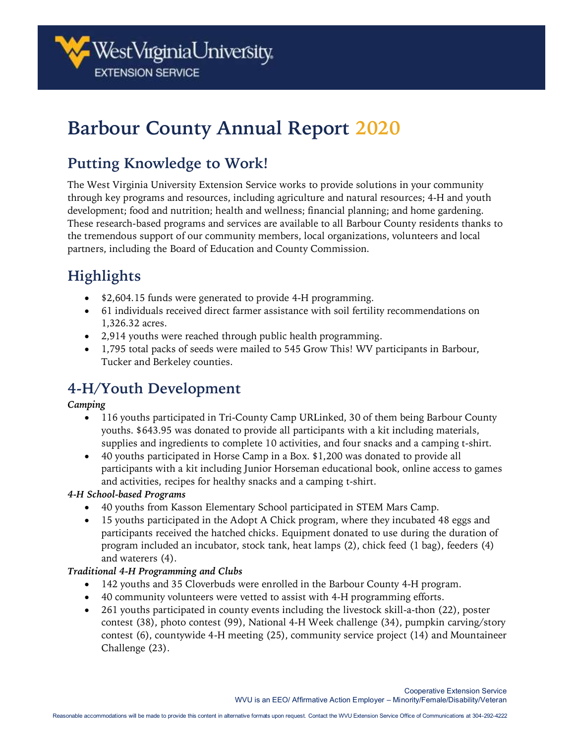West Virginia University EXTENSION SERVICE

# Barbour County Annual Report 2020

## Putting Knowledge to Work!

The West Virginia University Extension Service works to provide solutions in your community through key programs and resources, including agriculture and natural resources; 4-H and youth development; food and nutrition; health and wellness; financial planning; and home gardening. These research-based programs and services are available to all Barbour County residents thanks to the tremendous support of our community members, local organizations, volunteers and local partners, including the Board of Education and County Commission.

## Highlights

- $2,604.15 funds were generated to provide 4-H programming.
- 61 individuals received direct farmer assistance with soil fertility recommendations on 1,326.32 acres.
- 2,914 youths were reached through public health programming.
- 1,795 total packs of seeds were mailed to 545 Grow This! WV participants in Barbour, Tucker and Berkeley counties.

## 4-H/Youth Development

***Camping***

- 116 youths participated in Tri-County Camp URLinked, 30 of them being Barbour County youths. $643.95 was donated to provide all participants with a kit including materials, supplies and ingredients to complete 10 activities, and four snacks and a camping t-shirt.
- 40 youths participated in Horse Camp in a Box. $1,200 was donated to provide all participants with a kit including Junior Horseman educational book, online access to games and activities, recipes for healthy snacks and a camping t-shirt.

***4-H School-based Programs***

- 40 youths from Kasson Elementary School participated in STEM Mars Camp.
- 15 youths participated in the Adopt A Chick program, where they incubated 48 eggs and participants received the hatched chicks. Equipment donated to use during the duration of program included an incubator, stock tank, heat lamps (2), chick feed (1 bag), feeders (4) and waterers (4).

***Traditional 4-H Programming and Clubs***

- 142 youths and 35 Cloverbuds were enrolled in the Barbour County 4-H program.
- 40 community volunteers were vetted to assist with 4-H programming efforts.
- 261 youths participated in county events including the livestock skill-a-thon (22), poster contest (38), photo contest (99), National 4-H Week challenge (34), pumpkin carving/story contest (6), countywide 4-H meeting (25), community service project (14) and Mountaineer Challenge (23).

Cooperative Extension Service
WVU is an EEO/ Affirmative Action Employer – Minority/Female/Disability/Veteran

Reasonable accommodations will be made to provide this content in alternative formats upon request. Contact the WVU Extension Service Office of Communications at 304-292-4222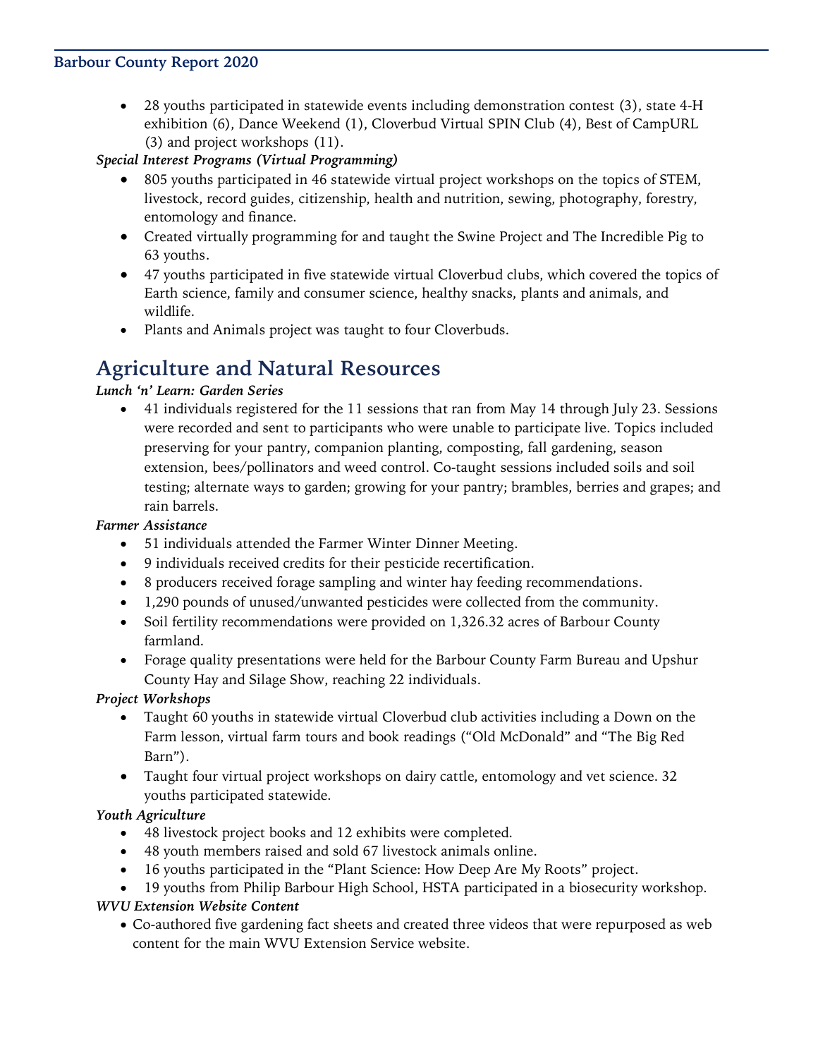- 28 youths participated in statewide events including demonstration contest (3), state 4-H exhibition (6), Dance Weekend (1), Cloverbud Virtual SPIN Club (4), Best of CampURL (3) and project workshops (11).

*Special Interest Programs (Virtual Programming)*

- 805 youths participated in 46 statewide virtual project workshops on the topics of STEM, livestock, record guides, citizenship, health and nutrition, sewing, photography, forestry, entomology and finance.
- Created virtually programming for and taught the Swine Project and The Incredible Pig to 63 youths.
- 47 youths participated in five statewide virtual Cloverbud clubs, which covered the topics of Earth science, family and consumer science, healthy snacks, plants and animals, and wildlife.
- Plants and Animals project was taught to four Cloverbuds.

# Agriculture and Natural Resources

*Lunch 'n' Learn: Garden Series*

- 41 individuals registered for the 11 sessions that ran from May 14 through July 23. Sessions were recorded and sent to participants who were unable to participate live. Topics included preserving for your pantry, companion planting, composting, fall gardening, season extension, bees/pollinators and weed control. Co-taught sessions included soils and soil testing; alternate ways to garden; growing for your pantry; brambles, berries and grapes; and rain barrels.

*Farmer Assistance*

- 51 individuals attended the Farmer Winter Dinner Meeting.
- 9 individuals received credits for their pesticide recertification.
- 8 producers received forage sampling and winter hay feeding recommendations.
- 1,290 pounds of unused/unwanted pesticides were collected from the community.
- Soil fertility recommendations were provided on 1,326.32 acres of Barbour County farmland.
- Forage quality presentations were held for the Barbour County Farm Bureau and Upshur County Hay and Silage Show, reaching 22 individuals.

*Project Workshops*

- Taught 60 youths in statewide virtual Cloverbud club activities including a Down on the Farm lesson, virtual farm tours and book readings ("Old McDonald" and "The Big Red Barn").
- Taught four virtual project workshops on dairy cattle, entomology and vet science. 32 youths participated statewide.

*Youth Agriculture*

- 48 livestock project books and 12 exhibits were completed.
- 48 youth members raised and sold 67 livestock animals online.
- 16 youths participated in the "Plant Science: How Deep Are My Roots" project.
- 19 youths from Philip Barbour High School, HSTA participated in a biosecurity workshop.

*WVU Extension Website Content*

- Co-authored five gardening fact sheets and created three videos that were repurposed as web content for the main WVU Extension Service website.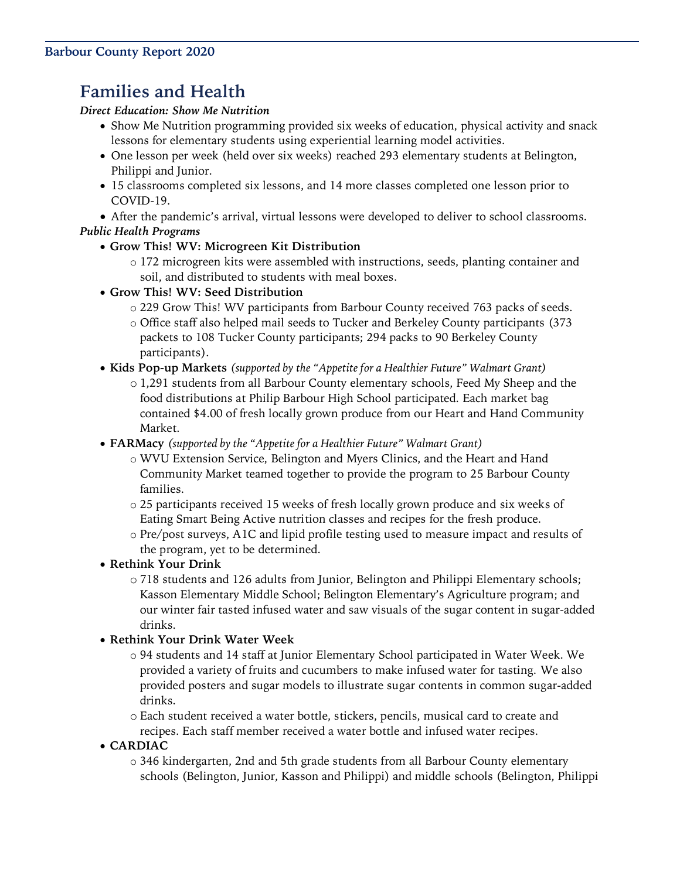## Families and Health

***Direct Education: Show Me Nutrition***

- Show Me Nutrition programming provided six weeks of education, physical activity and snack lessons for elementary students using experiential learning model activities.
- One lesson per week (held over six weeks) reached 293 elementary students at Belington, Philippi and Junior.
- 15 classrooms completed six lessons, and 14 more classes completed one lesson prior to COVID-19.
- After the pandemic's arrival, virtual lessons were developed to deliver to school classrooms.

***Public Health Programs***

- **Grow This! WV: Microgreen Kit Distribution**
  - 172 microgreen kits were assembled with instructions, seeds, planting container and soil, and distributed to students with meal boxes.
- **Grow This! WV: Seed Distribution**
  - 229 Grow This! WV participants from Barbour County received 763 packs of seeds.
  - Office staff also helped mail seeds to Tucker and Berkeley County participants (373 packets to 108 Tucker County participants; 294 packs to 90 Berkeley County participants).
- **Kids Pop-up Markets** *(supported by the "Appetite for a Healthier Future" Walmart Grant)*
  - 1,291 students from all Barbour County elementary schools, Feed My Sheep and the food distributions at Philip Barbour High School participated. Each market bag contained $4.00 of fresh locally grown produce from our Heart and Hand Community Market.
- **FARMacy** *(supported by the "Appetite for a Healthier Future" Walmart Grant)*
  - WVU Extension Service, Belington and Myers Clinics, and the Heart and Hand Community Market teamed together to provide the program to 25 Barbour County families.
  - 25 participants received 15 weeks of fresh locally grown produce and six weeks of Eating Smart Being Active nutrition classes and recipes for the fresh produce.
  - Pre/post surveys, A1C and lipid profile testing used to measure impact and results of the program, yet to be determined.
- **Rethink Your Drink**
  - 718 students and 126 adults from Junior, Belington and Philippi Elementary schools; Kasson Elementary Middle School; Belington Elementary's Agriculture program; and our winter fair tasted infused water and saw visuals of the sugar content in sugar-added drinks.
- **Rethink Your Drink Water Week**
  - 94 students and 14 staff at Junior Elementary School participated in Water Week. We provided a variety of fruits and cucumbers to make infused water for tasting. We also provided posters and sugar models to illustrate sugar contents in common sugar-added drinks.
  - Each student received a water bottle, stickers, pencils, musical card to create and recipes. Each staff member received a water bottle and infused water recipes.
- **CARDIAC**
  - 346 kindergarten, 2nd and 5th grade students from all Barbour County elementary schools (Belington, Junior, Kasson and Philippi) and middle schools (Belington, Philippi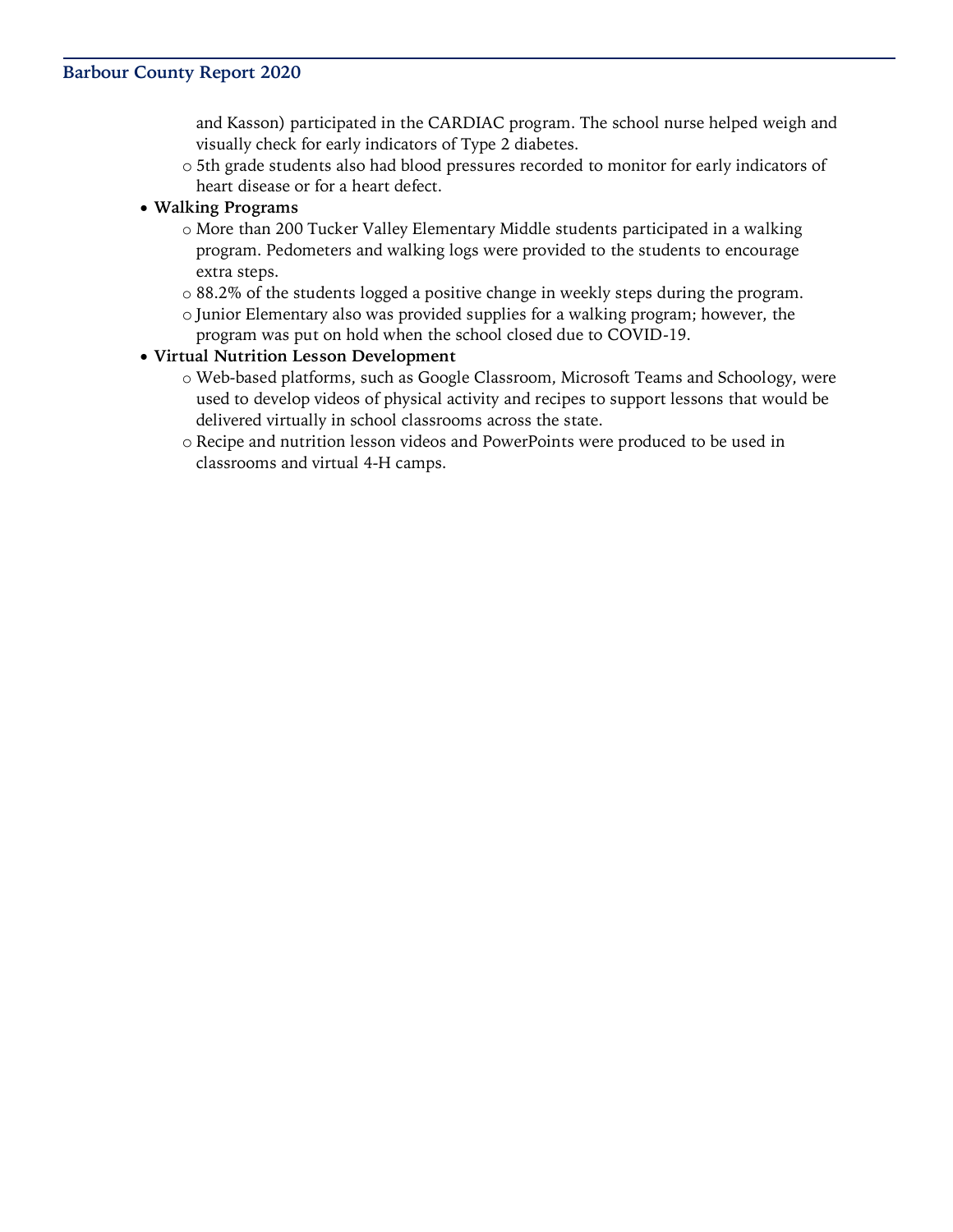and Kasson) participated in the CARDIAC program. The school nurse helped weigh and visually check for early indicators of Type 2 diabetes.
   - 5th grade students also had blood pressures recorded to monitor for early indicators of heart disease or for a heart defect.
- **Walking Programs**
   - More than 200 Tucker Valley Elementary Middle students participated in a walking program. Pedometers and walking logs were provided to the students to encourage extra steps.
   - 88.2% of the students logged a positive change in weekly steps during the program.
   - Junior Elementary also was provided supplies for a walking program; however, the program was put on hold when the school closed due to COVID-19.
- **Virtual Nutrition Lesson Development**
   - Web-based platforms, such as Google Classroom, Microsoft Teams and Schoology, were used to develop videos of physical activity and recipes to support lessons that would be delivered virtually in school classrooms across the state.
   - Recipe and nutrition lesson videos and PowerPoints were produced to be used in classrooms and virtual 4-H camps.